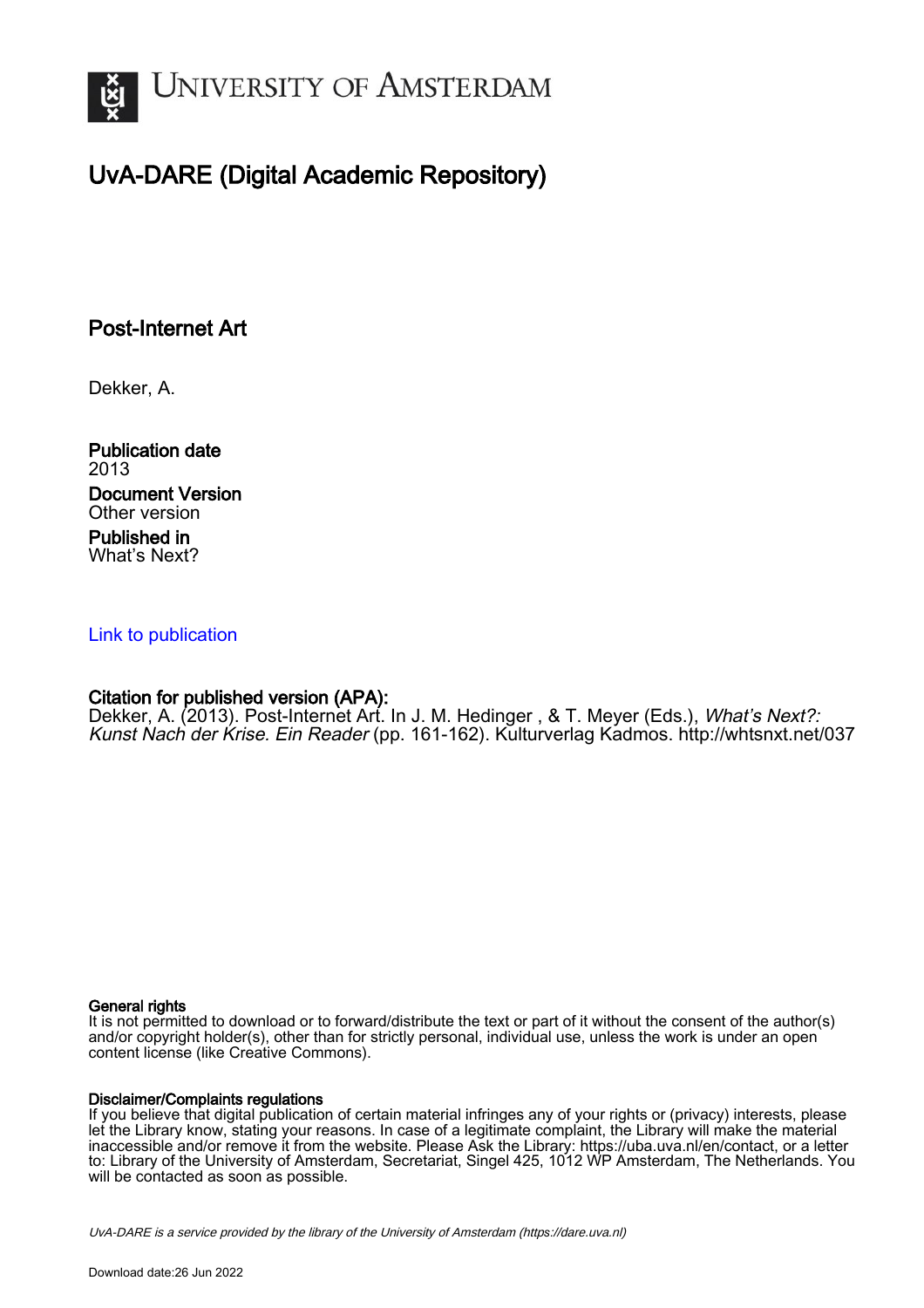# UNIVERSITY OF AMSTERDAM

## UvA-DARE (Digital Academic Repository)

### Post-Internet Art

Dekker, A.

**Publication date**
2013

**Document Version**
Other version

**Published in**
What's Next?

[Link to publication](#)

**Citation for published version (APA):**
Dekker, A. (2013). Post-Internet Art. In J. M. Hedinger , & T. Meyer (Eds.), *What's Next?: Kunst Nach der Krise. Ein Reader* (pp. 161-162). Kulturverlag Kadmos. http://whtsnxt.net/037

**General rights**
It is not permitted to download or to forward/distribute the text or part of it without the consent of the author(s) and/or copyright holder(s), other than for strictly personal, individual use, unless the work is under an open content license (like Creative Commons).

**Disclaimer/Complaints regulations**
If you believe that digital publication of certain material infringes any of your rights or (privacy) interests, please let the Library know, stating your reasons. In case of a legitimate complaint, the Library will make the material inaccessible and/or remove it from the website. Please Ask the Library: https://uba.uva.nl/en/contact, or a letter to: Library of the University of Amsterdam, Secretariat, Singel 425, 1012 WP Amsterdam, The Netherlands. You will be contacted as soon as possible.

*UvA-DARE is a service provided by the library of the University of Amsterdam (https://dare.uva.nl)*

Download date:26 Jun 2022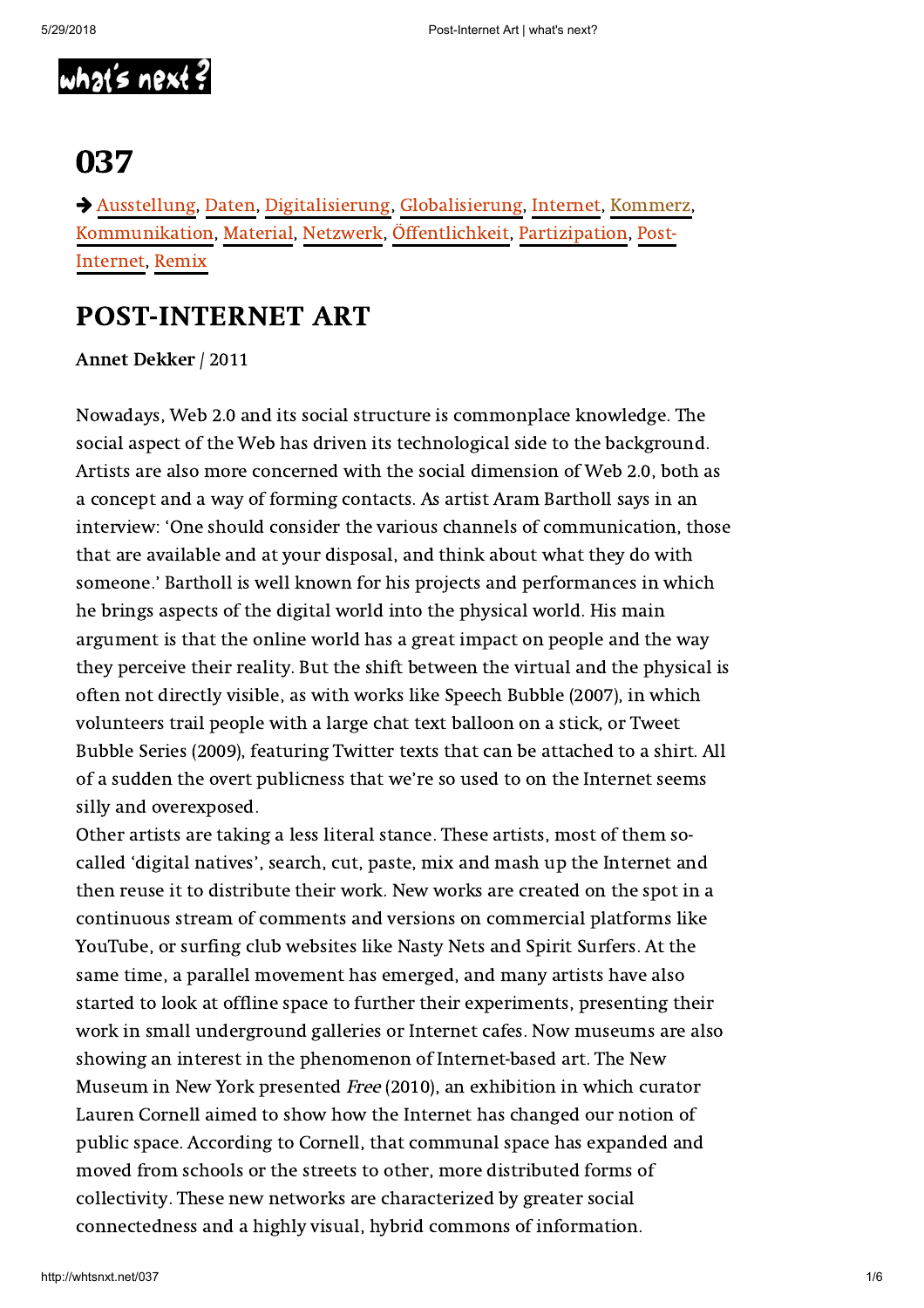# 037

➔ Ausstellung, Daten, Digitalisierung, Globalisierung, Internet, Kommerz, Kommunikation, Material, Netzwerk, Öffentlichkeit, Partizipation, Post-Internet, Remix

## POST-INTERNET ART

**Annet Dekker** / 2011

Nowadays, Web 2.0 and its social structure is commonplace knowledge. The social aspect of the Web has driven its technological side to the background. Artists are also more concerned with the social dimension of Web 2.0, both as a concept and a way of forming contacts. As artist Aram Bartholl says in an interview: 'One should consider the various channels of communication, those that are available and at your disposal, and think about what they do with someone.' Bartholl is well known for his projects and performances in which he brings aspects of the digital world into the physical world. His main argument is that the online world has a great impact on people and the way they perceive their reality. But the shift between the virtual and the physical is often not directly visible, as with works like Speech Bubble (2007), in which volunteers trail people with a large chat text balloon on a stick, or Tweet Bubble Series (2009), featuring Twitter texts that can be attached to a shirt. All of a sudden the overt publicness that we're so used to on the Internet seems silly and overexposed.

Other artists are taking a less literal stance. These artists, most of them so-called 'digital natives', search, cut, paste, mix and mash up the Internet and then reuse it to distribute their work. New works are created on the spot in a continuous stream of comments and versions on commercial platforms like YouTube, or surfing club websites like Nasty Nets and Spirit Surfers. At the same time, a parallel movement has emerged, and many artists have also started to look at offline space to further their experiments, presenting their work in small underground galleries or Internet cafes. Now museums are also showing an interest in the phenomenon of Internet-based art. The New Museum in New York presented *Free* (2010), an exhibition in which curator Lauren Cornell aimed to show how the Internet has changed our notion of public space. According to Cornell, that communal space has expanded and moved from schools or the streets to other, more distributed forms of collectivity. These new networks are characterized by greater social connectedness and a highly visual, hybrid commons of information.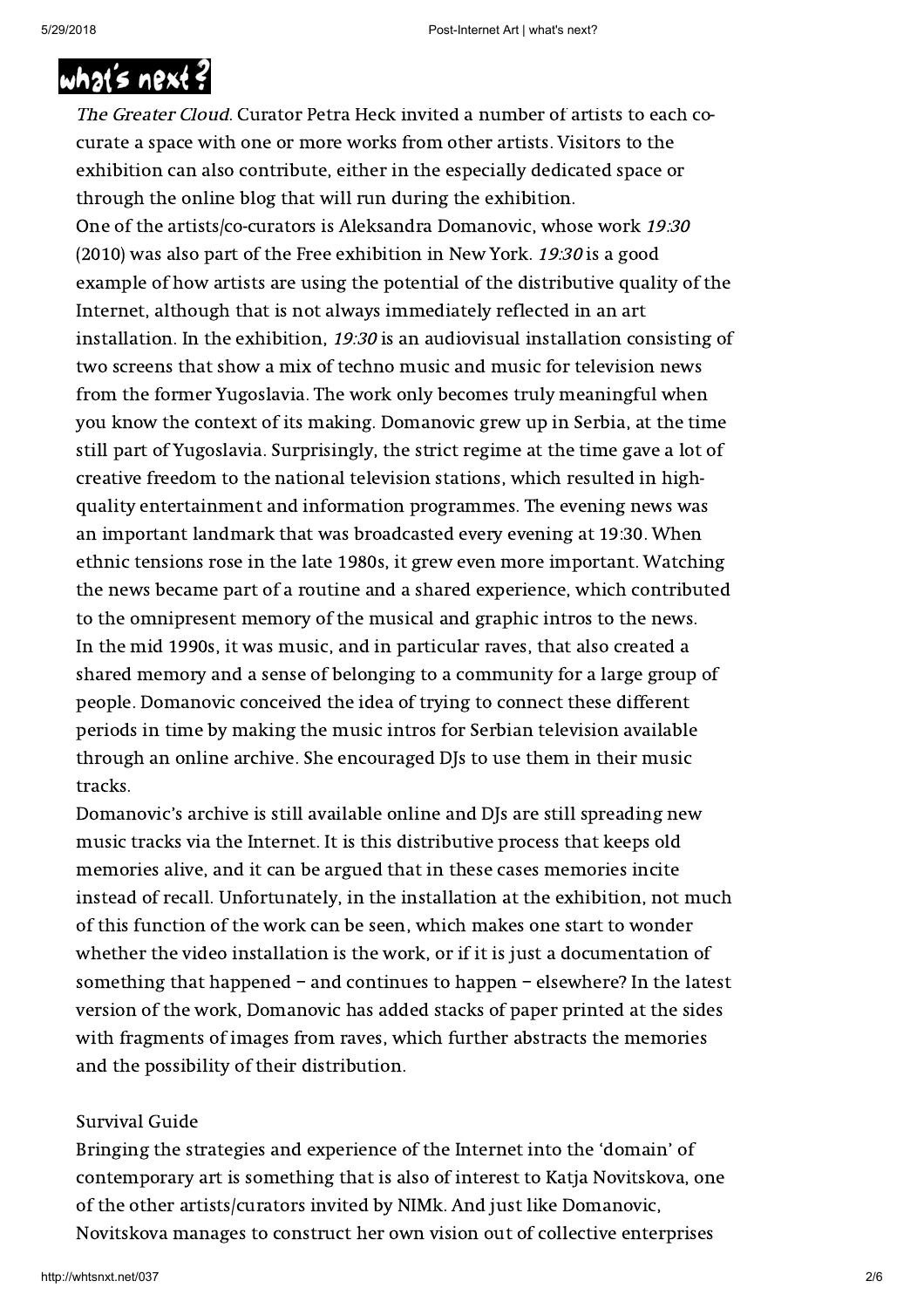*The Greater Cloud*. Curator Petra Heck invited a number of artists to each co-curate a space with one or more works from other artists. Visitors to the exhibition can also contribute, either in the especially dedicated space or through the online blog that will run during the exhibition.

One of the artists/co-curators is Aleksandra Domanovic, whose work *19:30* (2010) was also part of the Free exhibition in New York. *19:30* is a good example of how artists are using the potential of the distributive quality of the Internet, although that is not always immediately reflected in an art installation. In the exhibition, *19:30* is an audiovisual installation consisting of two screens that show a mix of techno music and music for television news from the former Yugoslavia. The work only becomes truly meaningful when you know the context of its making. Domanovic grew up in Serbia, at the time still part of Yugoslavia. Surprisingly, the strict regime at the time gave a lot of creative freedom to the national television stations, which resulted in high-quality entertainment and information programmes. The evening news was an important landmark that was broadcasted every evening at 19:30. When ethnic tensions rose in the late 1980s, it grew even more important. Watching the news became part of a routine and a shared experience, which contributed to the omnipresent memory of the musical and graphic intros to the news.

In the mid 1990s, it was music, and in particular raves, that also created a shared memory and a sense of belonging to a community for a large group of people. Domanovic conceived the idea of trying to connect these different periods in time by making the music intros for Serbian television available through an online archive. She encouraged DJs to use them in their music tracks.

Domanovic's archive is still available online and DJs are still spreading new music tracks via the Internet. It is this distributive process that keeps old memories alive, and it can be argued that in these cases memories incite instead of recall. Unfortunately, in the installation at the exhibition, not much of this function of the work can be seen, which makes one start to wonder whether the video installation is the work, or if it is just a documentation of something that happened – and continues to happen – elsewhere? In the latest version of the work, Domanovic has added stacks of paper printed at the sides with fragments of images from raves, which further abstracts the memories and the possibility of their distribution.

## Survival Guide

Bringing the strategies and experience of the Internet into the 'domain' of contemporary art is something that is also of interest to Katja Novitskova, one of the other artists/curators invited by NIMk. And just like Domanovic, Novitskova manages to construct her own vision out of collective enterprises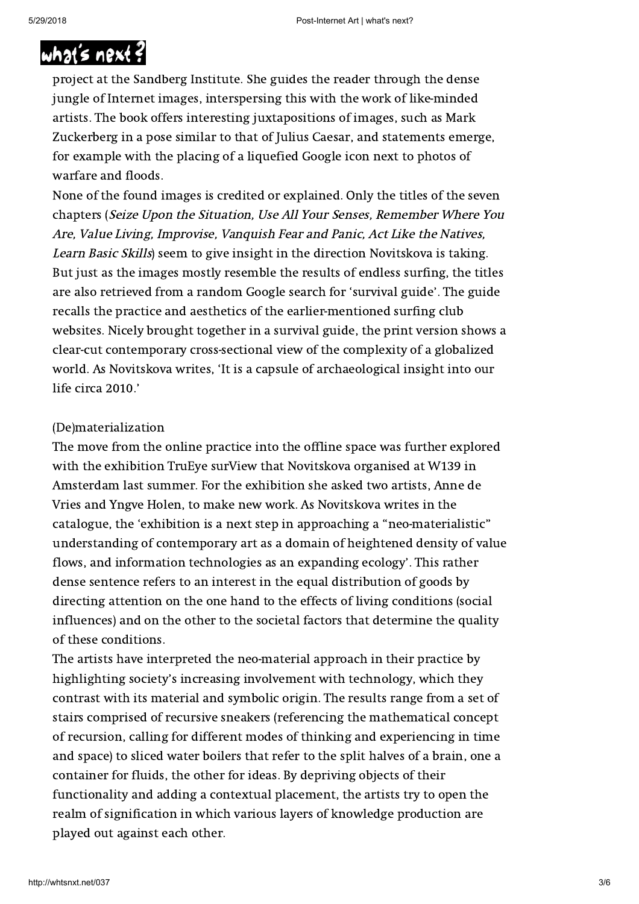project at the Sandberg Institute. She guides the reader through the dense jungle of Internet images, interspersing this with the work of like-minded artists. The book offers interesting juxtapositions of images, such as Mark Zuckerberg in a pose similar to that of Julius Caesar, and statements emerge, for example with the placing of a liquefied Google icon next to photos of warfare and floods.

None of the found images is credited or explained. Only the titles of the seven chapters (*Seize Upon the Situation, Use All Your Senses, Remember Where You Are, Value Living, Improvise, Vanquish Fear and Panic, Act Like the Natives, Learn Basic Skills*) seem to give insight in the direction Novitskova is taking. But just as the images mostly resemble the results of endless surfing, the titles are also retrieved from a random Google search for 'survival guide'. The guide recalls the practice and aesthetics of the earlier-mentioned surfing club websites. Nicely brought together in a survival guide, the print version shows a clear-cut contemporary cross-sectional view of the complexity of a globalized world. As Novitskova writes, 'It is a capsule of archaeological insight into our life circa 2010.'

(De)materialization

The move from the online practice into the offline space was further explored with the exhibition TruEye surView that Novitskova organised at W139 in Amsterdam last summer. For the exhibition she asked two artists, Anne de Vries and Yngve Holen, to make new work. As Novitskova writes in the catalogue, the 'exhibition is a next step in approaching a "neo-materialistic" understanding of contemporary art as a domain of heightened density of value flows, and information technologies as an expanding ecology'. This rather dense sentence refers to an interest in the equal distribution of goods by directing attention on the one hand to the effects of living conditions (social influences) and on the other to the societal factors that determine the quality of these conditions.

The artists have interpreted the neo-material approach in their practice by highlighting society's increasing involvement with technology, which they contrast with its material and symbolic origin. The results range from a set of stairs comprised of recursive sneakers (referencing the mathematical concept of recursion, calling for different modes of thinking and experiencing in time and space) to sliced water boilers that refer to the split halves of a brain, one a container for fluids, the other for ideas. By depriving objects of their functionality and adding a contextual placement, the artists try to open the realm of signification in which various layers of knowledge production are played out against each other.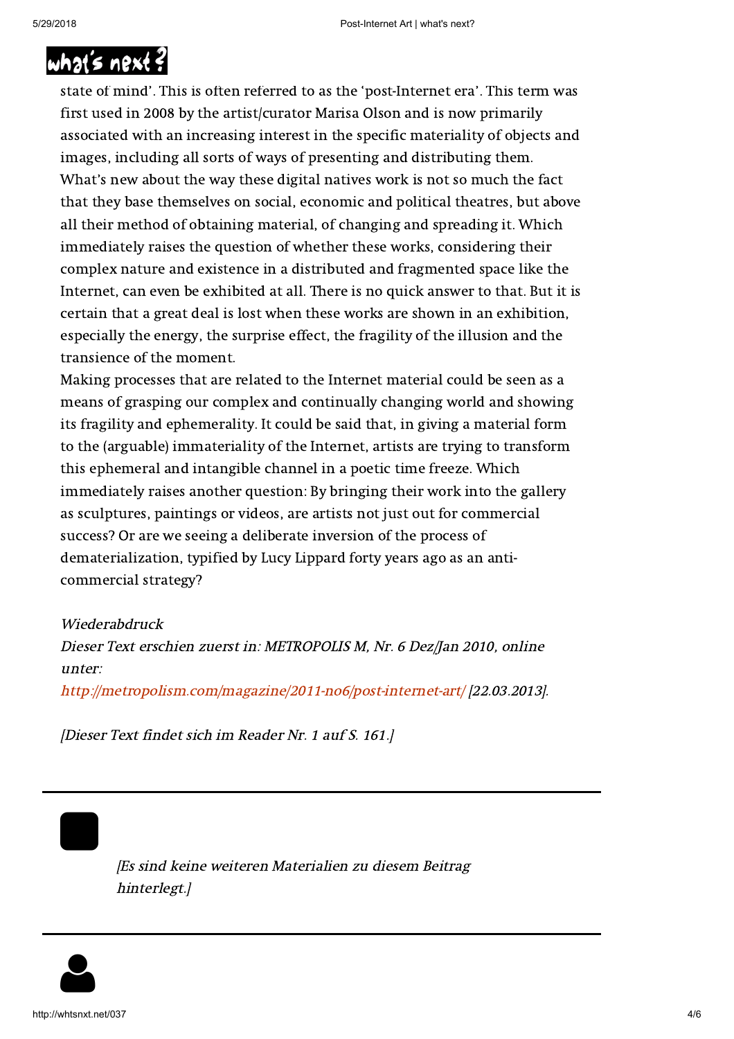state of mind'. This is often referred to as the 'post-Internet era'. This term was first used in 2008 by the artist/curator Marisa Olson and is now primarily associated with an increasing interest in the specific materiality of objects and images, including all sorts of ways of presenting and distributing them.
What's new about the way these digital natives work is not so much the fact that they base themselves on social, economic and political theatres, but above all their method of obtaining material, of changing and spreading it. Which immediately raises the question of whether these works, considering their complex nature and existence in a distributed and fragmented space like the Internet, can even be exhibited at all. There is no quick answer to that. But it is certain that a great deal is lost when these works are shown in an exhibition, especially the energy, the surprise effect, the fragility of the illusion and the transience of the moment.
Making processes that are related to the Internet material could be seen as a means of grasping our complex and continually changing world and showing its fragility and ephemerality. It could be said that, in giving a material form to the (arguable) immateriality of the Internet, artists are trying to transform this ephemeral and intangible channel in a poetic time freeze. Which immediately raises another question: By bringing their work into the gallery as sculptures, paintings or videos, are artists not just out for commercial success? Or are we seeing a deliberate inversion of the process of dematerialization, typified by Lucy Lippard forty years ago as an anti-commercial strategy?

*Wiederabdruck*
*Dieser Text erschien zuerst in: METROPOLIS M, Nr. 6 Dez/Jan 2010, online unter:*
*http://metropolism.com/magazine/2011-no6/post-internet-art/ [22.03.2013].*

*[Dieser Text findet sich im Reader Nr. 1 auf S. 161.]*

---

*[Es sind keine weiteren Materialien zu diesem Beitrag hinterlegt.]*

---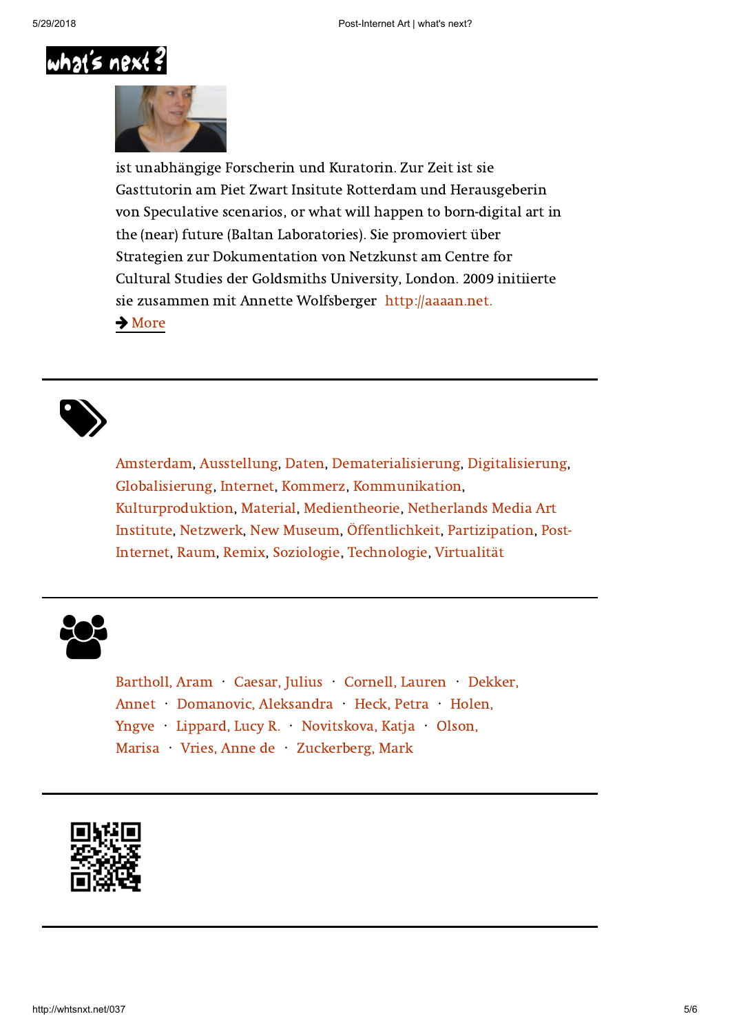ist unabhängige Forscherin und Kuratorin. Zur Zeit ist sie Gasttutorin am Piet Zwart Insitute Rotterdam und Herausgeberin von Speculative scenarios, or what will happen to born-digital art in the (near) future (Baltan Laboratories). Sie promoviert über Strategien zur Dokumentation von Netzkunst am Centre for Cultural Studies der Goldsmiths University, London. 2009 initiierte sie zusammen mit Annette Wolfsberger http://aaaan.net.

➔ More

---

Amsterdam, Ausstellung, Daten, Dematerialisierung, Digitalisierung, Globalisierung, Internet, Kommerz, Kommunikation, Kulturproduktion, Material, Medientheorie, Netherlands Media Art Institute, Netzwerk, New Museum, Öffentlichkeit, Partizipation, Post-Internet, Raum, Remix, Soziologie, Technologie, Virtualität

---

Bartholl, Aram · Caesar, Julius · Cornell, Lauren · Dekker, Annet · Domanovic, Aleksandra · Heck, Petra · Holen, Yngve · Lippard, Lucy R. · Novitskova, Katja · Olson, Marisa · Vries, Anne de · Zuckerberg, Mark

---